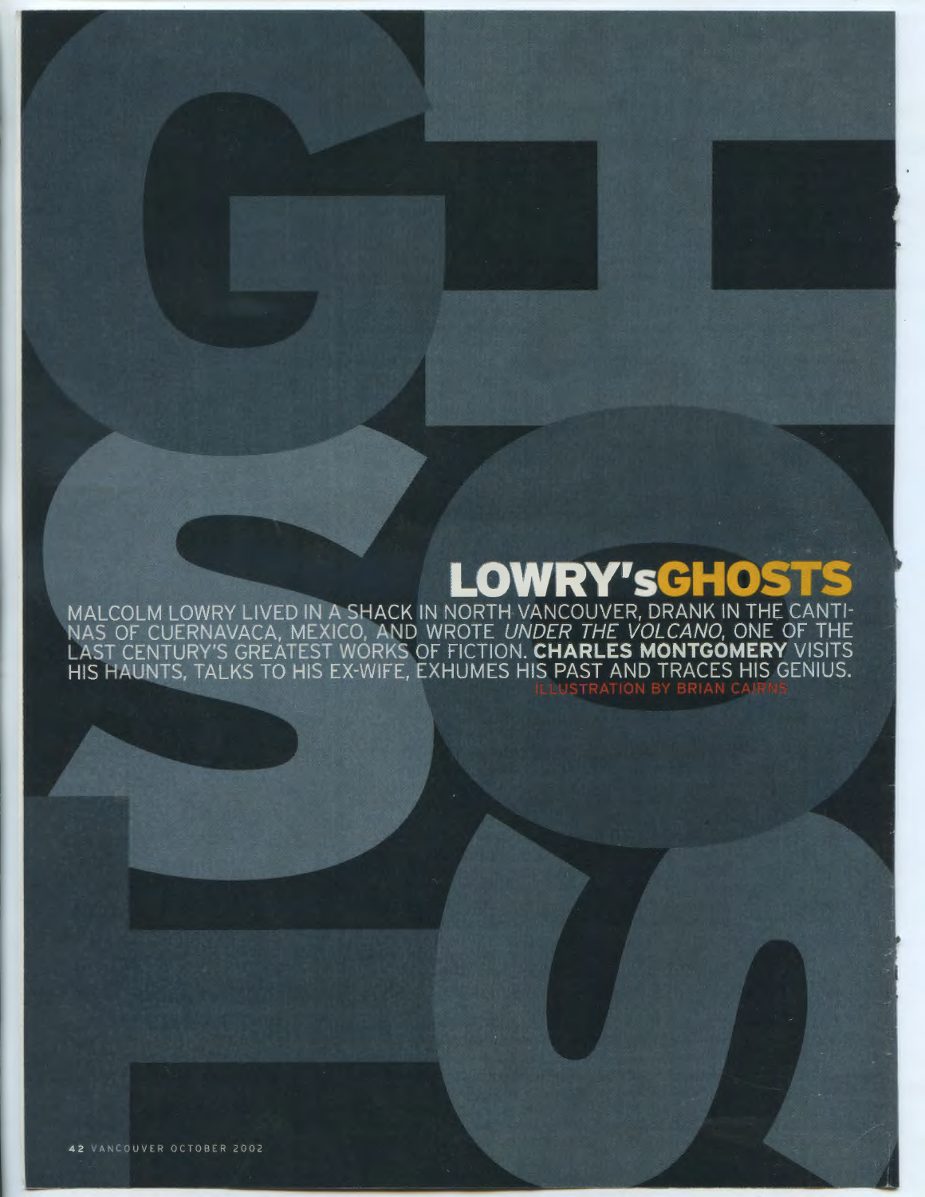# LOWRY'sGHOSTS

MALCOLM LOWRY LIVED IN A SHACK IN NORTH VANCOUVER, DRANK IN THE CANTINAS OF CUERNAVACA, MEXICO, AND WROTE *UNDER THE VOLCANO*, ONE OF THE LAST CENTURY'S GREATEST WORKS OF FICTION. **CHARLES MONTGOMERY** VISITS HIS HAUNTS, TALKS TO HIS EX-WIFE, EXHUMES HIS PAST AND TRACES HIS GENIUS.

ILLUSTRATION BY BRIAN CAIRNS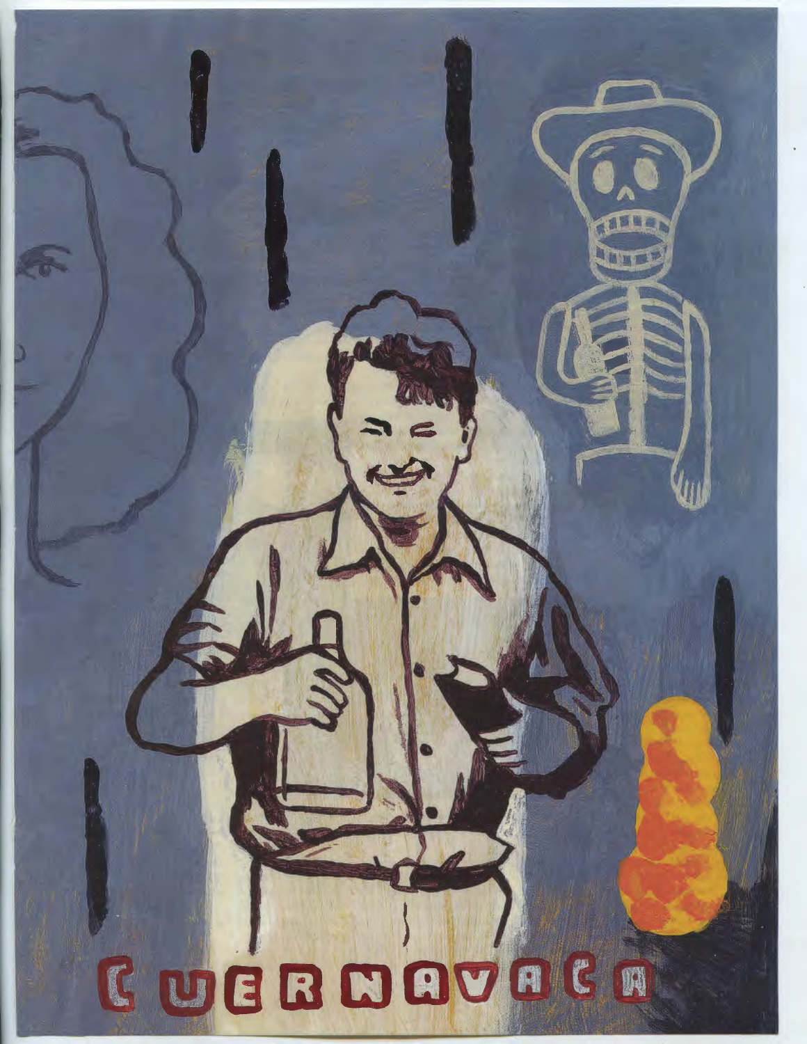# CUERNAVACA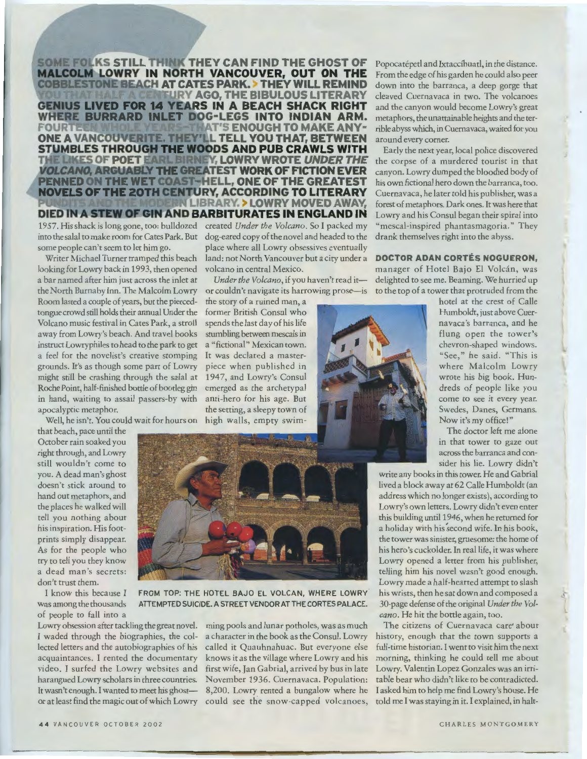**SOME FOLKS STILL THINK THEY CAN FIND THE GHOST OF MALCOLM LOWRY IN NORTH VANCOUVER, OUT ON THE COBBLESTONE BEACH AT CATES PARK. > THEY WILL REMIND YOU THAT HALF A CENTURY AGO, THE BIBULOUS LITERARY GENIUS LIVED FOR 14 YEARS IN A BEACH SHACK RIGHT WHERE BURRARD INLET DOG-LEGS INTO INDIAN ARM. FOURTEEN WHOLE YEARS—THAT'S ENOUGH TO MAKE ANYONE A VANCOUVERITE. THEY'LL TELL YOU THAT, BETWEEN STUMBLES THROUGH THE WOODS AND PUB CRAWLS WITH THE LIKES OF POET EARL BIRNEY, LOWRY WROTE *UNDER THE VOLCANO*, ARGUABLY THE GREATEST WORK OF FICTION EVER PENNED ON THE WET COAST—HELL, ONE OF THE GREATEST NOVELS OF THE 20TH CENTURY, ACCORDING TO LITERARY PUNDITS AND THE MODERN LIBRARY. > LOWRY MOVED AWAY, DIED IN A STEW OF GIN AND BARBITURATES IN ENGLAND IN** 1957. His shack is long gone, too: bulldozed into the salal to make room for Cates Park. But some people can't seem to let him go.

Writer Michael Turner tramped this beach looking for Lowry back in 1993, then opened a bar named after him just across the inlet at the North Burnaby Inn. The Malcolm Lowry Room lasted a couple of years, but the pierced-tongue crowd still holds their annual Under the Volcano music festival in Cates Park, a stroll away from Lowry's beach. And travel books instruct Lowryphiles to head to the park to get a feel for the novelist's creative stomping grounds. It's as though some part of Lowry might still be crashing through the salal at Roche Point, half-finished bottle of bootleg gin in hand, waiting to assail passers-by with apocalyptic metaphor.

Well, he isn't. You could wait for hours on that beach, pace until the October rain soaked you right through, and Lowry still wouldn't come to you. A dead man's ghost doesn't stick around to hand out metaphors, and the places he walked will tell you nothing about his inspiration. His footprints simply disappear. As for the people who try to tell you they know a dead man's secrets: don't trust them.

I know this because I was among the thousands of people to fall into a Lowry obsession after tackling the great novel. I waded through the biographies, the collected letters and the autobiographies of his acquaintances. I rented the documentary video. I surfed the Lowry websites and harangued Lowry scholars in three countries. It wasn't enough. I wanted to meet his ghost—or at least find the magic out of which Lowry created *Under the Volcano*. So I packed my dog-eared copy of the novel and headed to the place where all Lowry obsessives eventually land: not North Vancouver but a city under a volcano in central Mexico.

*Under the Volcano*, if you haven't read it—or couldn't navigate its harrowing prose—is the story of a ruined man, a former British Consul who spends the last day of his life stumbling between mescals in a "fictional" Mexican town. It was declared a masterpiece when published in 1947, and Lowry's Consul emerged as the archetypal anti-hero for his age. But the setting, a sleepy town of high walls, empty swimming pools and lunar potholes, was as much a character in the book as the Consul. Lowry called it Quauhnahuac. But everyone else knows it as the village where Lowry and his first wife, Jan Gabrial, arrived by bus in late November 1936. Cuernavaca. Population: 8,200. Lowry rented a bungalow where he could see the snow-capped volcanoes, Popocatépetl and Ixtaccíhuatl, in the distance. From the edge of his garden he could also peer down into the barranca, a deep gorge that cleaved Cuernavaca in two. The volcanoes and the canyon would become Lowry's great metaphors, the unattainable heights and the terrible abyss which, in Cuernavaca, waited for you around every corner.

Early the next year, local police discovered the corpse of a murdered tourist in that canyon. Lowry dumped the bloodied body of his own fictional hero down the barranca, too. Cuernavaca, he later told his publisher, was a forest of metaphors. Dark ones. It was here that Lowry and his Consul began their spiral into "mescal-inspired phantasmagoria." They drank themselves right into the abyss.

**DOCTOR ADAN CORTÉS NOGUERON,** manager of Hotel Bajo El Volcán, was delighted to see me. Beaming. We hurried up to the top of a tower that protruded from the hotel at the crest of Calle Humboldt, just above Cuernavaca's barranca, and he flung open the tower's chevron-shaped windows. "See," he said. "This is where Malcolm Lowry wrote his big book. Hundreds of people like you come to see it every year. Swedes, Danes, Germans. Now it's my office!"

The doctor left me alone in that tower to gaze out across the barranca and consider his lie. Lowry didn't write any books in this tower. He and Gabrial lived a block away at 62 Calle Humboldt (an address which no longer exists), according to Lowry's own letters. Lowry didn't even enter this building until 1946, when he returned for a holiday with his second wife. In his book, the tower was sinister, gruesome: the home of his hero's cuckolder. In real life, it was where Lowry opened a letter from his publisher, telling him his novel wasn't good enough. Lowry made a half-hearted attempt to slash his wrists, then he sat down and composed a 30-page defense of the original *Under the Volcano*. He hit the bottle again, too.

The citizens of Cuernavaca care about history, enough that the town supports a full-time historian. I went to visit him the next morning, thinking he could tell me about Lowry. Valentin Lopez Gonzales was an irritable bear who didn't like to be contradicted. I asked him to help me find Lowry's house. He told me I was staying in it. I explained, in halt-

FROM TOP: THE HOTEL BAJO EL VOLCAN, WHERE LOWRY ATTEMPTED SUICIDE. A STREET VENDOR AT THE CORTES PALACE.

CHARLES MONTGOMERY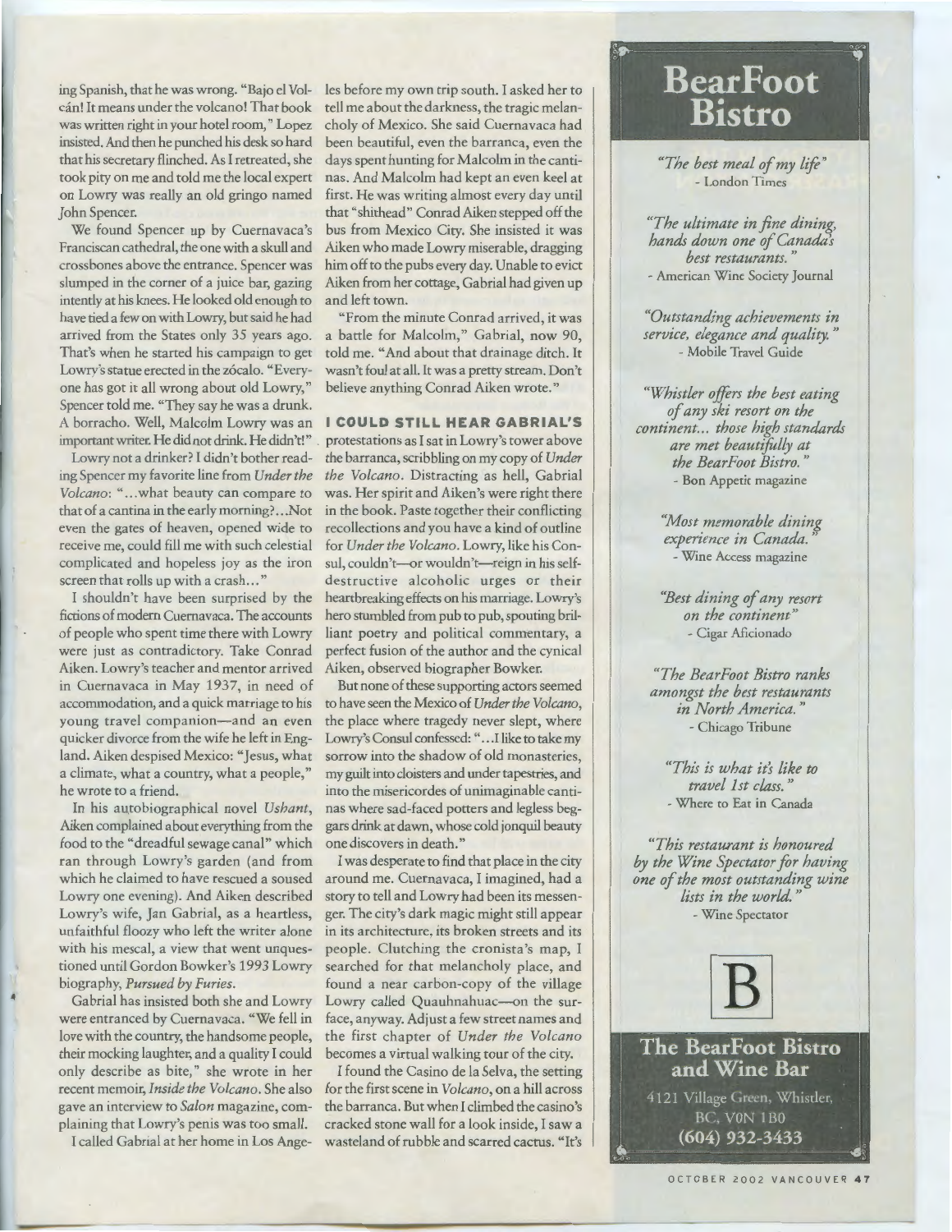ing Spanish, that he was wrong. "Bajo el Volcán! It means under the volcano! That book was written right in your hotel room," Lopez insisted. And then he punched his desk so hard that his secretary flinched. As I retreated, she took pity on me and told me the local expert on Lowry was really an old gringo named John Spencer.

We found Spencer up by Cuernavaca's Franciscan cathedral, the one with a skull and crossbones above the entrance. Spencer was slumped in the corner of a juice bar, gazing intently at his knees. He looked old enough to have tied a few on with Lowry, but said he had arrived from the States only 35 years ago. That's when he started his campaign to get Lowry's statue erected in the zócalo. "Everyone has got it all wrong about old Lowry," Spencer told me. "They say he was a drunk. A borracho. Well, Malcolm Lowry was an important writer. He did not drink. He didn't!"

Lowry not a drinker? I didn't bother reading Spencer my favorite line from *Under the Volcano*: "...what beauty can compare to that of a cantina in the early morning?...Not even the gates of heaven, opened wide to receive me, could fill me with such celestial complicated and hopeless joy as the iron screen that rolls up with a crash..."

I shouldn't have been surprised by the fictions of modern Cuernavaca. The accounts of people who spent time there with Lowry were just as contradictory. Take Conrad Aiken. Lowry's teacher and mentor arrived in Cuernavaca in May 1937, in need of accommodation, and a quick marriage to his young travel companion—and an even quicker divorce from the wife he left in England. Aiken despised Mexico: "Jesus, what a climate, what a country, what a people," he wrote to a friend.

In his autobiographical novel *Ushant*, Aiken complained about everything from the food to the "dreadful sewage canal" which ran through Lowry's garden (and from which he claimed to have rescued a soused Lowry one evening). And Aiken described Lowry's wife, Jan Gabrial, as a heartless, unfaithful floozy who left the writer alone with his mescal, a view that went unquestioned until Gordon Bowker's 1993 Lowry biography, *Pursued by Furies*.

Gabrial has insisted both she and Lowry were entranced by Cuernavaca. "We fell in love with the country, the handsome people, their mocking laughter, and a quality I could only describe as bite," she wrote in her recent memoir, *Inside the Volcano*. She also gave an interview to *Salon* magazine, complaining that Lowry's penis was too small.

I called Gabrial at her home in Los Angeles before my own trip south. I asked her to tell me about the darkness, the tragic melancholy of Mexico. She said Cuernavaca had been beautiful, even the barranca, even the days spent hunting for Malcolm in the cantinas. And Malcolm had kept an even keel at first. He was writing almost every day until that "shithead" Conrad Aiken stepped off the bus from Mexico City. She insisted it was Aiken who made Lowry miserable, dragging him off to the pubs every day. Unable to evict Aiken from her cottage, Gabrial had given up and left town.

"From the minute Conrad arrived, it was a battle for Malcolm," Gabrial, now 90, told me. "And about that drainage ditch. It wasn't foul at all. It was a pretty stream. Don't believe anything Conrad Aiken wrote."

**I COULD STILL HEAR GABRIAL'S** protestations as I sat in Lowry's tower above the barranca, scribbling on my copy of *Under the Volcano*. Distracting as hell, Gabrial was. Her spirit and Aiken's were right there in the book. Paste together their conflicting recollections and you have a kind of outline for *Under the Volcano*. Lowry, like his Consul, couldn't—or wouldn't—reign in his self-destructive alcoholic urges or their heartbreaking effects on his marriage. Lowry's hero stumbled from pub to pub, spouting brilliant poetry and political commentary, a perfect fusion of the author and the cynical Aiken, observed biographer Bowker.

But none of these supporting actors seemed to have seen the Mexico of *Under the Volcano*, the place where tragedy never slept, where Lowry's Consul confessed: "...I like to take my sorrow into the shadow of old monasteries, my guilt into cloisters and under tapestries, and into the misericordes of unimaginable cantinas where sad-faced potters and legless beggars drink at dawn, whose cold jonquil beauty one discovers in death."

I was desperate to find that place in the city around me. Cuernavaca, I imagined, had a story to tell and Lowry had been its messenger. The city's dark magic might still appear in its architecture, its broken streets and its people. Clutching the cronista's map, I searched for that melancholy place, and found a near carbon-copy of the village Lowry called Quauhnahuac—on the surface, anyway. Adjust a few street names and the first chapter of *Under the Volcano* becomes a virtual walking tour of the city.

I found the Casino de la Selva, the setting for the first scene in *Volcano*, on a hill across the barranca. But when I climbed the casino's cracked stone wall for a look inside, I saw a wasteland of rubble and scarred cactus. "It's

# BearFoot Bistro

*"The best meal of my life"*
- London Times

*"The ultimate in fine dining, hands down one of Canada's best restaurants."*
- American Wine Society Journal

*"Outstanding achievements in service, elegance and quality."*
- Mobile Travel Guide

*"Whistler offers the best eating of any ski resort on the continent... those high standards are met beautifully at the BearFoot Bistro."*
- Bon Appetit magazine

*"Most memorable dining experience in Canada."*
- Wine Access magazine

*"Best dining of any resort on the continent"*
- Cigar Aficionado

*"The BearFoot Bistro ranks amongst the best restaurants in North America."*
- Chicago Tribune

*"This is what it's like to travel 1st class."*
- Where to Eat in Canada

*"This restaurant is honoured by the Wine Spectator for having one of the most outstanding wine lists in the world."*
- Wine Spectator

B

**The BearFoot Bistro and Wine Bar**

4121 Village Green, Whistler, BC, V0N 1B0
(604) 932-3433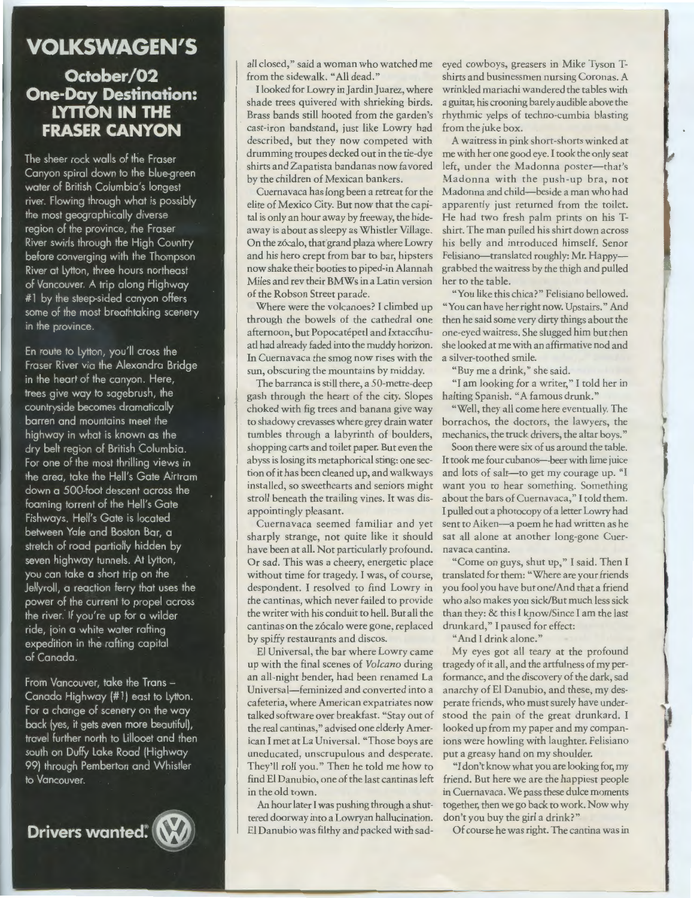## VOLKSWAGEN'S

### October/02 One-Day Destination: LYTTON IN THE FRASER CANYON

The sheer rock walls of the Fraser Canyon spiral down to the blue-green water of British Columbia's longest river. Flowing through what is possibly the most geographically diverse region of the province, the Fraser River swirls through the High Country before converging with the Thompson River at Lytton, three hours northeast of Vancouver. A trip along Highway #1 by the steep-sided canyon offers some of the most breathtaking scenery in the province.

En route to Lytton, you'll cross the Fraser River via the Alexandra Bridge in the heart of the canyon. Here, trees give way to sagebrush, the countryside becomes dramatically barren and mountains meet the highway in what is known as the dry belt region of British Columbia. For one of the most thrilling views in the area, take the Hell's Gate Airtram down a 500-foot descent across the foaming torrent of the Hell's Gate Fishways. Hell's Gate is located between Yale and Boston Bar, a stretch of road partially hidden by seven highway tunnels. At Lytton, you can take a short trip on the Jellyroll, a reaction ferry that uses the power of the current to propel across the river. If you're up for a wilder ride, join a white water rafting expedition in the rafting capital of Canada.

From Vancouver, take the Trans – Canada Highway (#1) east to Lytton. For a change of scenery on the way back (yes, it gets even more beautiful), travel further north to Lillooet and then south on Duffy Lake Road (Highway 99) through Pemberton and Whistler to Vancouver.

**Drivers wanted.**

all closed," said a woman who watched me from the sidewalk. "All dead."

I looked for Lowry in Jardin Juarez, where shade trees quivered with shrieking birds. Brass bands still hooted from the garden's cast-iron bandstand, just like Lowry had described, but they now competed with drumming troupes decked out in the tie-dye shirts and Zapatista bandanas now favored by the children of Mexican bankers.

Cuernavaca has long been a retreat for the elite of Mexico City. But now that the capital is only an hour away by freeway, the hideaway is about as sleepy as Whistler Village. On the zócalo, that grand plaza where Lowry and his hero crept from bar to bar, hipsters now shake their booties to piped-in Alannah Miles and rev their BMWs in a Latin version of the Robson Street parade.

Where were the volcanoes? I climbed up through the bowels of the cathedral one afternoon, but Popocatépetl and Ixtaccíhuatl had already faded into the muddy horizon. In Cuernavaca the smog now rises with the sun, obscuring the mountains by midday.

The barranca is still there, a 50-metre-deep gash through the heart of the city. Slopes choked with fig trees and banana give way to shadowy crevasses where grey drain water tumbles through a labyrinth of boulders, shopping carts and toilet paper. But even the abyss is losing its metaphorical sting: one section of it has been cleaned up, and walkways installed, so sweethearts and seniors might stroll beneath the trailing vines. It was disappointingly pleasant.

Cuernavaca seemed familiar and yet sharply strange, not quite like it should have been at all. Not particularly profound. Or sad. This was a cheery, energetic place without time for tragedy. I was, of course, despondent. I resolved to find Lowry in the cantinas, which never failed to provide the writer with his conduit to hell. But all the cantinas on the zócalo were gone, replaced by spiffy restaurants and discos.

El Universal, the bar where Lowry came up with the final scenes of *Volcano* during an all-night bender, had been renamed La Universal—feminized and converted into a cafeteria, where American expatriates now talked software over breakfast. "Stay out of the real cantinas," advised one elderly American I met at La Universal. "Those boys are uneducated, unscrupulous and desperate. They'll roll you." Then he told me how to find El Danubio, one of the last cantinas left in the old town.

An hour later I was pushing through a shuttered doorway into a Lowryan hallucination. El Danubio was filthy and packed with sad-eyed cowboys, greasers in Mike Tyson T-shirts and businessmen nursing Coronas. A wrinkled mariachi wandered the tables with a guitar, his crooning barely audible above the rhythmic yelps of techno-cumbia blasting from the juke box.

A waitress in pink short-shorts winked at me with her one good eye. I took the only seat left, under the Madonna poster—that's Madonna with the push-up bra, not Madonna and child—beside a man who had apparently just returned from the toilet. He had two fresh palm prints on his T-shirt. The man pulled his shirt down across his belly and introduced himself. Senor Felisiano—translated roughly: Mr. Happy—grabbed the waitress by the thigh and pulled her to the table.

"You like this chica?" Felisiano bellowed. "You can have her right now. Upstairs." And then he said some very dirty things about the one-eyed waitress. She slugged him but then she looked at me with an affirmative nod and a silver-toothed smile.

"Buy me a drink," she said.

"I am looking for a writer," I told her in halting Spanish. "A famous drunk."

"Well, they all come here eventually. The borrachos, the doctors, the lawyers, the mechanics, the truck drivers, the altar boys."

Soon there were six of us around the table. It took me four cubanos—beer with lime juice and lots of salt—to get my courage up. "I want you to hear something. Something about the bars of Cuernavaca," I told them. I pulled out a photocopy of a letter Lowry had sent to Aiken—a poem he had written as he sat all alone at another long-gone Cuernavaca cantina.

"Come on guys, shut up," I said. Then I translated for them: "Where are your friends you fool you have but one/And that a friend who also makes you sick/But much less sick than they: & this I know/Since I am the last drunkard," I paused for effect:

"And I drink alone."

My eyes got all teary at the profound tragedy of it all, and the artfulness of my performance, and the discovery of the dark, sad anarchy of El Danubio, and these, my desperate friends, who must surely have understood the pain of the great drunkard. I looked up from my paper and my companions were howling with laughter. Felisiano put a greasy hand on my shoulder.

"I don't know what you are looking for, my friend. But here we are the happiest people in Cuernavaca. We pass these dulce moments together, then we go back to work. Now why don't you buy the girl a drink?"

Of course he was right. The cantina was in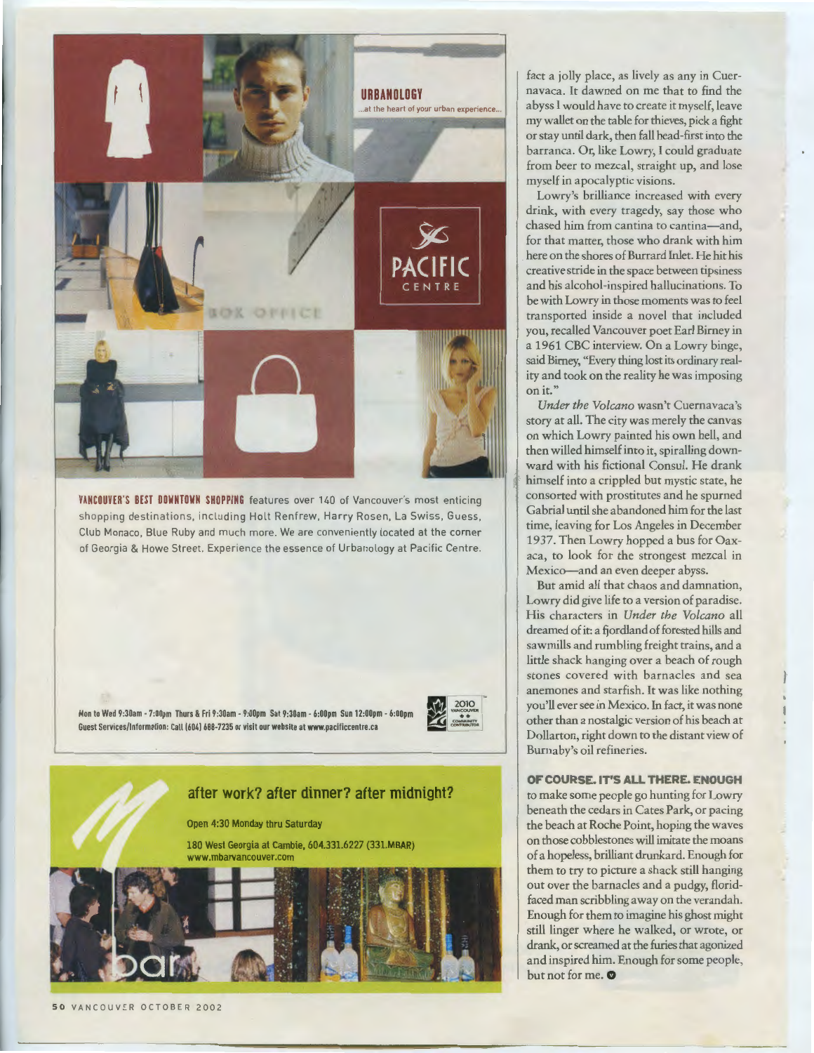**URBANOLOGY**
...at the heart of your urban experience...

**PACIFIC CENTRE**

**VANCOUVER'S BEST DOWNTOWN SHOPPING** features over 140 of Vancouver's most enticing shopping destinations, including Holt Renfrew, Harry Rosen, La Swiss, Guess, Club Monaco, Blue Ruby and much more. We are conveniently located at the corner of Georgia & Howe Street. Experience the essence of Urbanology at Pacific Centre.

Mon to Wed 9:30am - 7:00pm Thurs & Fri 9:30am - 9:00pm Sat 9:30am - 6:00pm Sun 12:00pm - 6:00pm
Guest Services/Information: Call (604) 688-7235 or visit our website at www.pacificcentre.ca

**after work? after dinner? after midnight?**

Open 4:30 Monday thru Saturday

180 West Georgia at Cambie, 604.331.6227 (331.MBAR)
www.mbarvancouver.com

fact a jolly place, as lively as any in Cuernavaca. It dawned on me that to find the abyss I would have to create it myself, leave my wallet on the table for thieves, pick a fight or stay until dark, then fall head-first into the barranca. Or, like Lowry, I could graduate from beer to mezcal, straight up, and lose myself in apocalyptic visions.

Lowry's brilliance increased with every drink, with every tragedy, say those who chased him from cantina to cantina—and, for that matter, those who drank with him here on the shores of Burrard Inlet. He hit his creative stride in the space between tipsiness and his alcohol-inspired hallucinations. To be with Lowry in those moments was to feel transported inside a novel that included you, recalled Vancouver poet Earl Birney in a 1961 CBC interview. On a Lowry binge, said Birney, "Every thing lost its ordinary reality and took on the reality he was imposing on it."

*Under the Volcano* wasn't Cuernavaca's story at all. The city was merely the canvas on which Lowry painted his own hell, and then willed himself into it, spiralling downward with his fictional Consul. He drank himself into a crippled but mystic state, he consorted with prostitutes and he spurned Gabrial until she abandoned him for the last time, leaving for Los Angeles in December 1937. Then Lowry hopped a bus for Oaxaca, to look for the strongest mezcal in Mexico—and an even deeper abyss.

But amid all that chaos and damnation, Lowry did give life to a version of paradise. His characters in *Under the Volcano* all dreamed of it: a fjordland of forested hills and sawmills and rumbling freight trains, and a little shack hanging over a beach of rough stones covered with barnacles and sea anemones and starfish. It was like nothing you'll ever see in Mexico. In fact, it was none other than a nostalgic version of his beach at Dollarton, right down to the distant view of Burnaby's oil refineries.

**OF COURSE. IT'S ALL THERE. ENOUGH** to make some people go hunting for Lowry beneath the cedars in Cates Park, or pacing the beach at Roche Point, hoping the waves on those cobblestones will imitate the moans of a hopeless, brilliant drunkard. Enough for them to try to picture a shack still hanging out over the barnacles and a pudgy, florid-faced man scribbling away on the verandah. Enough for them to imagine his ghost might still linger where he walked, or wrote, or drank, or screamed at the furies that agonized and inspired him. Enough for some people, but not for me.